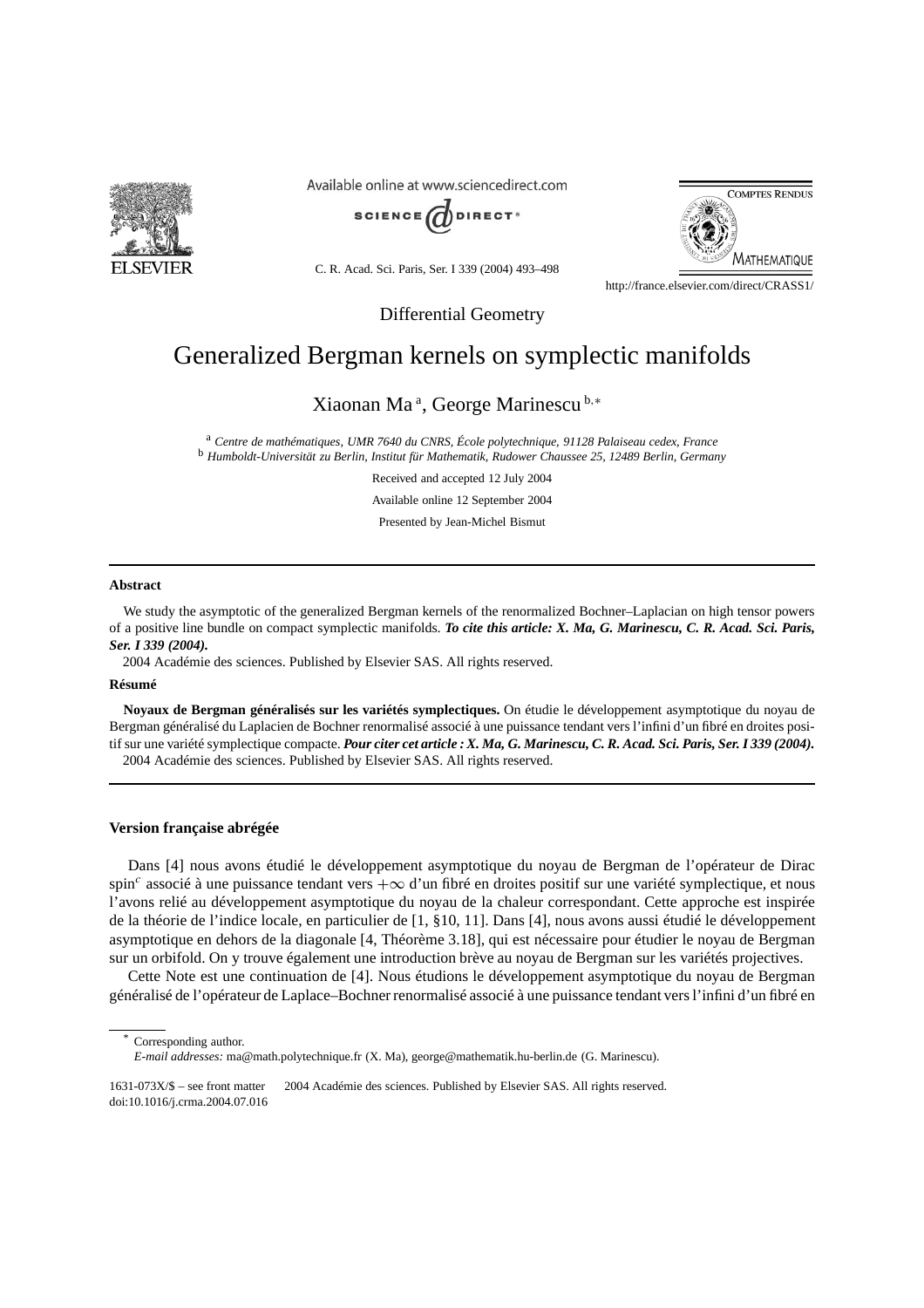Differential Geometry

# Generalized Bergman kernels on symplectic manifolds

Xiaonan Ma [a], George Marinescu [b,*]

[a] *Centre de mathématiques, UMR 7640 du CNRS, École polytechnique, 91128 Palaiseau cedex, France*
[b] *Humboldt-Universität zu Berlin, Institut für Mathematik, Rudower Chaussee 25, 12489 Berlin, Germany*

Received and accepted 12 July 2004

Available online 12 September 2004

Presented by Jean-Michel Bismut

## Abstract

We study the asymptotic of the generalized Bergman kernels of the renormalized Bochner–Laplacian on high tensor powers of a positive line bundle on compact symplectic manifolds. ***To cite this article: X. Ma, G. Marinescu, C. R. Acad. Sci. Paris, Ser. I 339 (2004).***

2004 Académie des sciences. Published by Elsevier SAS. All rights reserved.

## Résumé

**Noyaux de Bergman généralisés sur les variétés symplectiques.** On étudie le développement asymptotique du noyau de Bergman généralisé du Laplacien de Bochner renormalisé associé à une puissance tendant vers l'infini d'un fibré en droites positif sur une variété symplectique compacte. ***Pour citer cet article : X. Ma, G. Marinescu, C. R. Acad. Sci. Paris, Ser. I 339 (2004).***

2004 Académie des sciences. Published by Elsevier SAS. All rights reserved.

## Version française abrégée

Dans [4] nous avons étudié le développement asymptotique du noyau de Bergman de l'opérateur de Dirac spin$^c$ associé à une puissance tendant vers $+\infty$ d'un fibré en droites positif sur une variété symplectique, et nous l'avons relié au développement asymptotique du noyau de la chaleur correspondant. Cette approche est inspirée de la théorie de l'indice locale, en particulier de [1, §10, 11]. Dans [4], nous avons aussi étudié le développement asymptotique en dehors de la diagonale [4, Théorème 3.18], qui est nécessaire pour étudier le noyau de Bergman sur un orbifold. On y trouve également une introduction brève au noyau de Bergman sur les variétés projectives.

Cette Note est une continuation de [4]. Nous étudions le développement asymptotique du noyau de Bergman généralisé de l'opérateur de Laplace–Bochner renormalisé associé à une puissance tendant vers l'infini d'un fibré en

---

\* Corresponding author.

*E-mail addresses:* ma@math.polytechnique.fr (X. Ma), george@mathematik.hu-berlin.de (G. Marinescu).

1631-073X/$ – see front matter 2004 Académie des sciences. Published by Elsevier SAS. All rights reserved.
doi:10.1016/j.crma.2004.07.016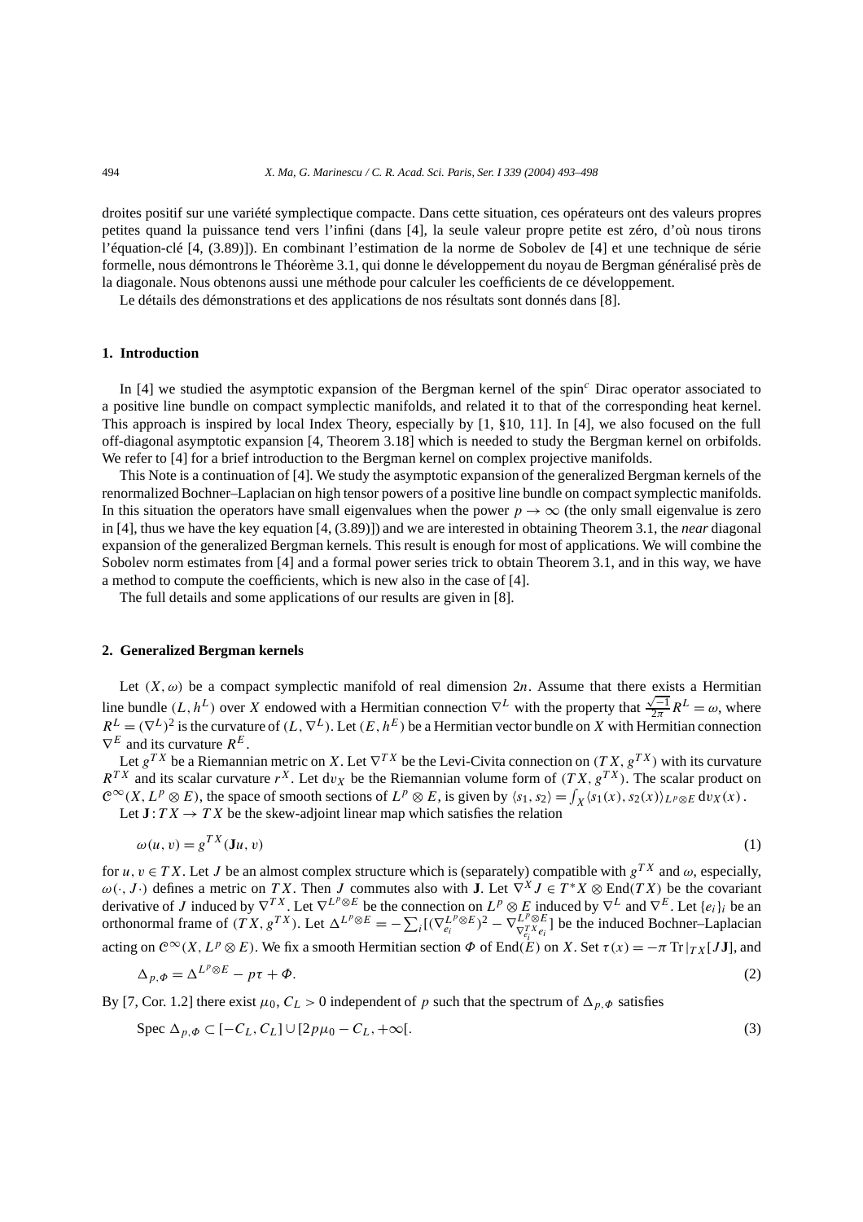droites positif sur une variété symplectique compacte. Dans cette situation, ces opérateurs ont des valeurs propres petites quand la puissance tend vers l'infini (dans [4], la seule valeur propre petite est zéro, d'où nous tirons l'équation-clé [4, (3.89)]). En combinant l'estimation de la norme de Sobolev de [4] et une technique de série formelle, nous démontrons le Théorème 3.1, qui donne le développement du noyau de Bergman généralisé près de la diagonale. Nous obtenons aussi une méthode pour calculer les coefficients de ce développement.

Le détails des démonstrations et des applications de nos résultats sont donnés dans [8].

## 1. Introduction

In [4] we studied the asymptotic expansion of the Bergman kernel of the spin$^c$ Dirac operator associated to a positive line bundle on compact symplectic manifolds, and related it to that of the corresponding heat kernel. This approach is inspired by local Index Theory, especially by [1, §10, 11]. In [4], we also focused on the full off-diagonal asymptotic expansion [4, Theorem 3.18] which is needed to study the Bergman kernel on orbifolds. We refer to [4] for a brief introduction to the Bergman kernel on complex projective manifolds.

This Note is a continuation of [4]. We study the asymptotic expansion of the generalized Bergman kernels of the renormalized Bochner–Laplacian on high tensor powers of a positive line bundle on compact symplectic manifolds. In this situation the operators have small eigenvalues when the power $p \to \infty$ (the only small eigenvalue is zero in [4], thus we have the key equation [4, (3.89)]) and we are interested in obtaining Theorem 3.1, the *near* diagonal expansion of the generalized Bergman kernels. This result is enough for most of applications. We will combine the Sobolev norm estimates from [4] and a formal power series trick to obtain Theorem 3.1, and in this way, we have a method to compute the coefficients, which is new also in the case of [4].

The full details and some applications of our results are given in [8].

## 2. Generalized Bergman kernels

Let $(X, \omega)$ be a compact symplectic manifold of real dimension $2n$. Assume that there exists a Hermitian line bundle $(L, h^L)$ over $X$ endowed with a Hermitian connection $\nabla^L$ with the property that $\frac{\sqrt{-1}}{2\pi} R^L = \omega$, where $R^L = (\nabla^L)^2$ is the curvature of $(L, \nabla^L)$. Let $(E, h^E)$ be a Hermitian vector bundle on $X$ with Hermitian connection $\nabla^E$ and its curvature $R^E$.

Let $g^{TX}$ be a Riemannian metric on $X$. Let $\nabla^{TX}$ be the Levi-Civita connection on $(TX, g^{TX})$ with its curvature $R^{TX}$ and its scalar curvature $r^X$. Let $dv_X$ be the Riemannian volume form of $(TX, g^{TX})$. The scalar product on $\mathcal{C}^\infty(X, L^p \otimes E)$, the space of smooth sections of $L^p \otimes E$, is given by $\langle s_1, s_2 \rangle = \int_X \langle s_1(x), s_2(x) \rangle_{L^p \otimes E}\, dv_X(x)$.

Let $\mathbf{J} : TX \to TX$ be the skew-adjoint linear map which satisfies the relation

$$\omega(u, v) = g^{TX}(\mathbf{J}u, v) \tag{1}$$

for $u, v \in TX$. Let $J$ be an almost complex structure which is (separately) compatible with $g^{TX}$ and $\omega$, especially, $\omega(\cdot, J\cdot)$ defines a metric on $TX$. Then $J$ commutes also with $\mathbf{J}$. Let $\nabla^X J \in T^*X \otimes \mathrm{End}(TX)$ be the covariant derivative of $J$ induced by $\nabla^{TX}$. Let $\nabla^{L^p \otimes E}$ be the connection on $L^p \otimes E$ induced by $\nabla^L$ and $\nabla^E$. Let $\{e_i\}_i$ be an orthonormal frame of $(TX, g^{TX})$. Let $\Delta^{L^p \otimes E} = -\sum_i [(\nabla^{L^p \otimes E}_{e_i})^2 - \nabla^{L^p \otimes E}_{\nabla^{TX}_{e_i} e_i}]$ be the induced Bochner–Laplacian acting on $\mathcal{C}^\infty(X, L^p \otimes E)$. We fix a smooth Hermitian section $\Phi$ of $\mathrm{End}(E)$ on $X$. Set $\tau(x) = -\pi \operatorname{Tr}|_{TX}[J\mathbf{J}]$, and

$$\Delta_{p,\Phi} = \Delta^{L^p \otimes E} - p\tau + \Phi. \tag{2}$$

By [7, Cor. 1.2] there exist $\mu_0, C_L > 0$ independent of $p$ such that the spectrum of $\Delta_{p,\Phi}$ satisfies

$$\operatorname{Spec} \Delta_{p,\Phi} \subset [-C_L, C_L] \cup [2p\mu_0 - C_L, +\infty[. \tag{3}$$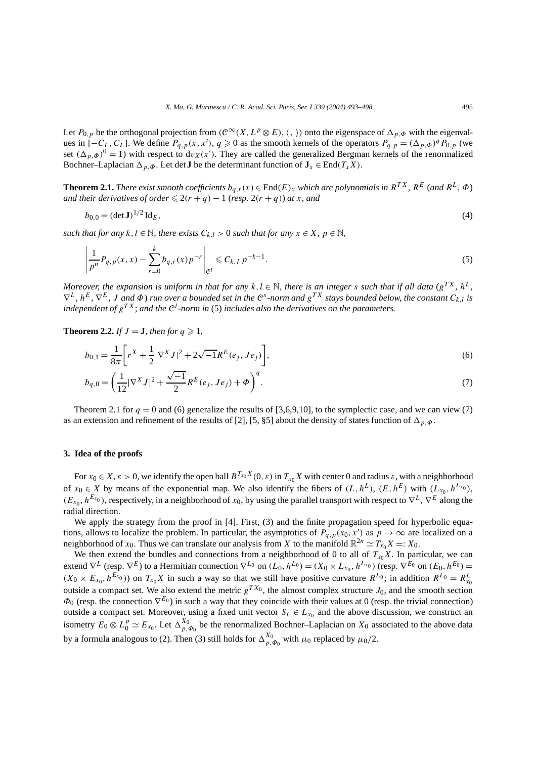Let $P_{0,p}$ be the orthogonal projection from $(\mathcal{C}^\infty(X, L^p \otimes E), \langle\,,\,\rangle)$ onto the eigenspace of $\Delta_{p,\Phi}$ with the eigenvalues in $[-C_L, C_L]$. We define $P_{q,p}(x,x')$, $q \geqslant 0$ as the smooth kernels of the operators $P_{q,p} = (\Delta_{p,\Phi})^q P_{0,p}$ (we set $(\Delta_{p,\Phi})^0 = 1$) with respect to $dv_X(x')$. They are called the generalized Bergman kernels of the renormalized Bochner–Laplacian $\Delta_{p,\Phi}$. Let $\det \mathbf{J}$ be the determinant function of $\mathbf{J}_x \in \operatorname{End}(T_x X)$.

**Theorem 2.1.** *There exist smooth coefficients $b_{q,r}(x) \in \operatorname{End}(E)_x$ which are polynomials in $R^{TX}$, $R^E$ (and $R^L$, $\Phi$) and their derivatives of order $\leqslant 2(r+q)-1$ (resp. $2(r+q)$) at $x$, and*

$$b_{0,0} = (\det \mathbf{J})^{1/2}\, \mathrm{Id}_E, \tag{4}$$

*such that for any $k, l \in \mathbb{N}$, there exists $C_{k,l} > 0$ such that for any $x \in X$, $p \in \mathbb{N}$,*

$$\left| \frac{1}{p^n} P_{q,p}(x,x) - \sum_{r=0}^{k} b_{q,r}(x) p^{-r} \right|_{\mathcal{C}^l} \leqslant C_{k,l}\, p^{-k-1}. \tag{5}$$

*Moreover, the expansion is uniform in that for any $k, l \in \mathbb{N}$, there is an integer $s$ such that if all data ($g^{TX}$, $h^L$, $\nabla^L$, $h^E$, $\nabla^E$, $J$ and $\Phi$) run over a bounded set in the $\mathcal{C}^s$-norm and $g^{TX}$ stays bounded below, the constant $C_{k,l}$ is independent of $g^{TX}$; and the $\mathcal{C}^l$-norm in* (5) *includes also the derivatives on the parameters.*

**Theorem 2.2.** *If $J = \mathbf{J}$, then for $q \geqslant 1$,*

$$b_{0,1} = \frac{1}{8\pi}\left[ r^X + \frac{1}{2}|\nabla^X J|^2 + 2\sqrt{-1} R^E(e_j, Je_j) \right], \tag{6}$$

$$b_{q,0} = \left( \frac{1}{12}|\nabla^X J|^2 + \frac{\sqrt{-1}}{2} R^E(e_j, Je_j) + \Phi \right)^q. \tag{7}$$

Theorem 2.1 for $q = 0$ and (6) generalize the results of [3,6,9,10], to the symplectic case, and we can view (7) as an extension and refinement of the results of [2], [5, §5] about the density of states function of $\Delta_{p,\Phi}$.

## 3. Idea of the proofs

For $x_0 \in X$, $\varepsilon > 0$, we identify the open ball $B^{T_{x_0}X}(0,\varepsilon)$ in $T_{x_0}X$ with center 0 and radius $\varepsilon$, with a neighborhood of $x_0 \in X$ by means of the exponential map. We also identify the fibers of $(L, h^L)$, $(E, h^E)$ with $(L_{x_0}, h^{L_{x_0}})$, $(E_{x_0}, h^{E_{x_0}})$, respectively, in a neighborhood of $x_0$, by using the parallel transport with respect to $\nabla^L$, $\nabla^E$ along the radial direction.

We apply the strategy from the proof in [4]. First, (3) and the finite propagation speed for hyperbolic equations, allows to localize the problem. In particular, the asymptotics of $P_{q,p}(x_0, x')$ as $p \to \infty$ are localized on a neighborhood of $x_0$. Thus we can translate our analysis from $X$ to the manifold $\mathbb{R}^{2n} \simeq T_{x_0}X =: X_0$.

We then extend the bundles and connections from a neighborhood of 0 to all of $T_{x_0}X$. In particular, we can extend $\nabla^L$ (resp. $\nabla^E$) to a Hermitian connection $\nabla^{L_0}$ on $(L_0, h^{L_0}) = (X_0 \times L_{x_0}, h^{L_{x_0}})$ (resp. $\nabla^{E_0}$ on $(E_0, h^{E_0}) = (X_0 \times E_{x_0}, h^{E_{x_0}})$) on $T_{x_0}X$ in such a way so that we still have positive curvature $R^{L_0}$; in addition $R^{L_0} = R^L_{x_0}$ outside a compact set. We also extend the metric $g^{TX_0}$, the almost complex structure $J_0$, and the smooth section $\Phi_0$ (resp. the connection $\nabla^{E_0}$) in such a way that they coincide with their values at 0 (resp. the trivial connection) outside a compact set. Moreover, using a fixed unit vector $S_L \in L_{x_0}$ and the above discussion, we construct an isometry $E_0 \otimes L_0^p \simeq E_{x_0}$. Let $\Delta^{X_0}_{p,\Phi_0}$ be the renormalized Bochner–Laplacian on $X_0$ associated to the above data by a formula analogous to (2). Then (3) still holds for $\Delta^{X_0}_{p,\Phi_0}$ with $\mu_0$ replaced by $\mu_0/2$.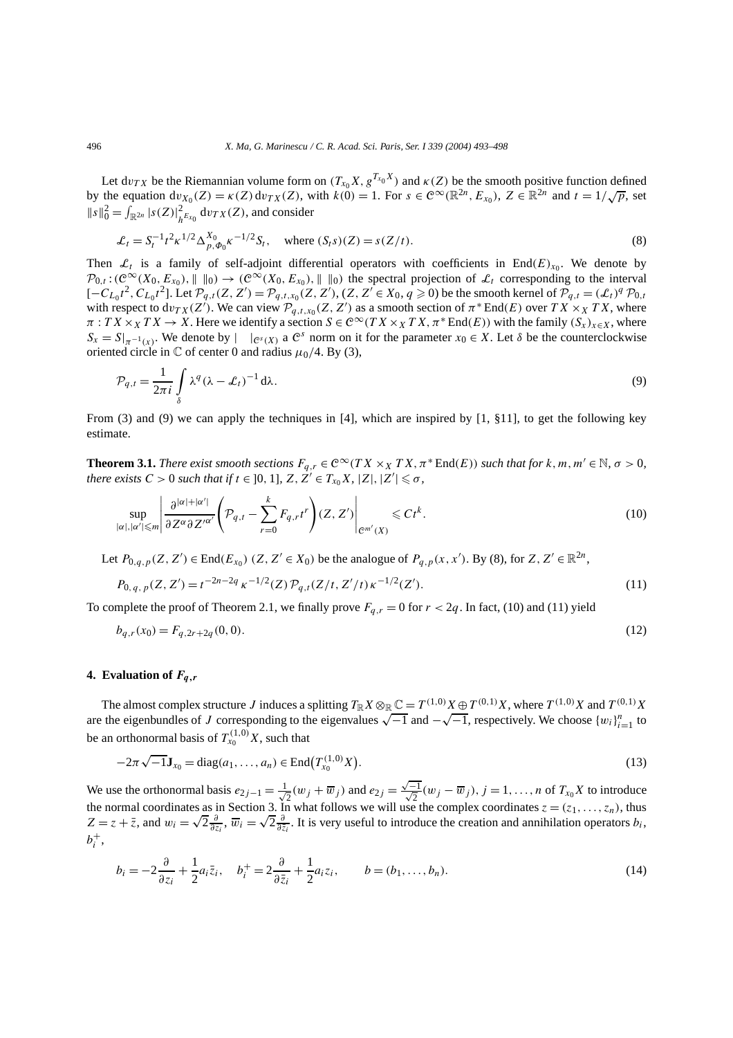Let $dv_{TX}$ be the Riemannian volume form on $(T_{x_0}X, g^{T_{x_0}X})$ and $\kappa(Z)$ be the smooth positive function defined by the equation $dv_{X_0}(Z) = \kappa(Z)\, dv_{TX}(Z)$, with $k(0) = 1$. For $s \in \mathcal{C}^\infty(\mathbb{R}^{2n}, E_{x_0})$, $Z \in \mathbb{R}^{2n}$ and $t = 1/\sqrt{p}$, set $\|s\|_0^2 = \int_{\mathbb{R}^{2n}} |s(Z)|^2_{h^{E_{x_0}}}\, dv_{TX}(Z)$, and consider

$$\mathcal{L}_t = S_t^{-1} t^2 \kappa^{1/2} \Delta^{X_0}_{p,\Phi_0} \kappa^{-1/2} S_t, \quad \text{where } (S_t s)(Z) = s(Z/t). \tag{8}$$

Then $\mathcal{L}_t$ is a family of self-adjoint differential operators with coefficients in $\mathrm{End}(E)_{x_0}$. We denote by $\mathcal{P}_{0,t} : (\mathcal{C}^\infty(X_0, E_{x_0}), \|\ \|_0) \to (\mathcal{C}^\infty(X_0, E_{x_0}), \|\ \|_0)$ the spectral projection of $\mathcal{L}_t$ corresponding to the interval $[-C_{L_0}t^2, C_{L_0}t^2]$. Let $\mathcal{P}_{q,t}(Z, Z') = \mathcal{P}_{q,t,x_0}(Z, Z')$, $(Z, Z' \in X_0, q \geqslant 0)$ be the smooth kernel of $\mathcal{P}_{q,t} = (\mathcal{L}_t)^q\, \mathcal{P}_{0,t}$ with respect to $dv_{TX}(Z')$. We can view $\mathcal{P}_{q,t,x_0}(Z, Z')$ as a smooth section of $\pi^* \mathrm{End}(E)$ over $TX \times_X TX$, where $\pi : TX \times_X TX \to X$. Here we identify a section $S \in \mathcal{C}^\infty(TX \times_X TX, \pi^* \mathrm{End}(E))$ with the family $(S_x)_{x \in X}$, where $S_x = S|_{\pi^{-1}(x)}$. We denote by $|\ \ |_{\mathcal{C}^s(X)}$ a $\mathcal{C}^s$ norm on it for the parameter $x_0 \in X$. Let $\delta$ be the counterclockwise oriented circle in $\mathbb{C}$ of center 0 and radius $\mu_0/4$. By (3),

$$\mathcal{P}_{q,t} = \frac{1}{2\pi i} \int_\delta \lambda^q (\lambda - \mathcal{L}_t)^{-1}\, d\lambda. \tag{9}$$

From (3) and (9) we can apply the techniques in [4], which are inspired by [1, §11], to get the following key estimate.

**Theorem 3.1.** *There exist smooth sections $F_{q,r} \in \mathcal{C}^\infty(TX \times_X TX, \pi^* \mathrm{End}(E))$ such that for $k, m, m' \in \mathbb{N}$, $\sigma > 0$, there exists $C > 0$ such that if $t \in ]0, 1]$, $Z, Z' \in T_{x_0}X$, $|Z|, |Z'| \leqslant \sigma$,*

$$\sup_{|\alpha|, |\alpha'| \leqslant m} \left| \frac{\partial^{|\alpha| + |\alpha'|}}{\partial Z^\alpha \partial Z'^{\alpha'}} \left( \mathcal{P}_{q,t} - \sum_{r=0}^k F_{q,r} t^r \right)(Z, Z') \right|_{\mathcal{C}^{m'}(X)} \leqslant C t^k. \tag{10}$$

Let $P_{0,q,p}(Z, Z') \in \mathrm{End}(E_{x_0})$ $(Z, Z' \in X_0)$ be the analogue of $P_{q,p}(x, x')$. By (8), for $Z, Z' \in \mathbb{R}^{2n}$,

$$P_{0,q,p}(Z, Z') = t^{-2n-2q} \kappa^{-1/2}(Z)\, \mathcal{P}_{q,t}(Z/t, Z'/t)\, \kappa^{-1/2}(Z'). \tag{11}$$

To complete the proof of Theorem 2.1, we finally prove $F_{q,r} = 0$ for $r < 2q$. In fact, (10) and (11) yield

$$b_{q,r}(x_0) = F_{q,2r+2q}(0, 0). \tag{12}$$

## 4. Evaluation of $F_{q,r}$

The almost complex structure $J$ induces a splitting $T_{\mathbb{R}}X \otimes_{\mathbb{R}} \mathbb{C} = T^{(1,0)}X \oplus T^{(0,1)}X$, where $T^{(1,0)}X$ and $T^{(0,1)}X$ are the eigenbundles of $J$ corresponding to the eigenvalues $\sqrt{-1}$ and $-\sqrt{-1}$, respectively. We choose $\{w_i\}_{i=1}^n$ to be an orthonormal basis of $T^{(1,0)}_{x_0}X$, such that

$$-2\pi\sqrt{-1}\mathbf{J}_{x_0} = \mathrm{diag}(a_1, \ldots, a_n) \in \mathrm{End}\big(T^{(1,0)}_{x_0}X\big). \tag{13}$$

We use the orthonormal basis $e_{2j-1} = \frac{1}{\sqrt{2}}(w_j + \overline{w}_j)$ and $e_{2j} = \frac{\sqrt{-1}}{\sqrt{2}}(w_j - \overline{w}_j)$, $j = 1, \ldots, n$ of $T_{x_0}X$ to introduce the normal coordinates as in Section 3. In what follows we will use the complex coordinates $z = (z_1, \ldots, z_n)$, thus $Z = z + \bar{z}$, and $w_i = \sqrt{2}\frac{\partial}{\partial z_i}$, $\overline{w}_i = \sqrt{2}\frac{\partial}{\partial \bar{z}_i}$. It is very useful to introduce the creation and annihilation operators $b_i$, $b_i^+$,

$$b_i = -2\frac{\partial}{\partial z_i} + \frac{1}{2}a_i \bar{z}_i, \quad b_i^+ = 2\frac{\partial}{\partial \bar{z}_i} + \frac{1}{2}a_i z_i, \qquad b = (b_1, \ldots, b_n). \tag{14}$$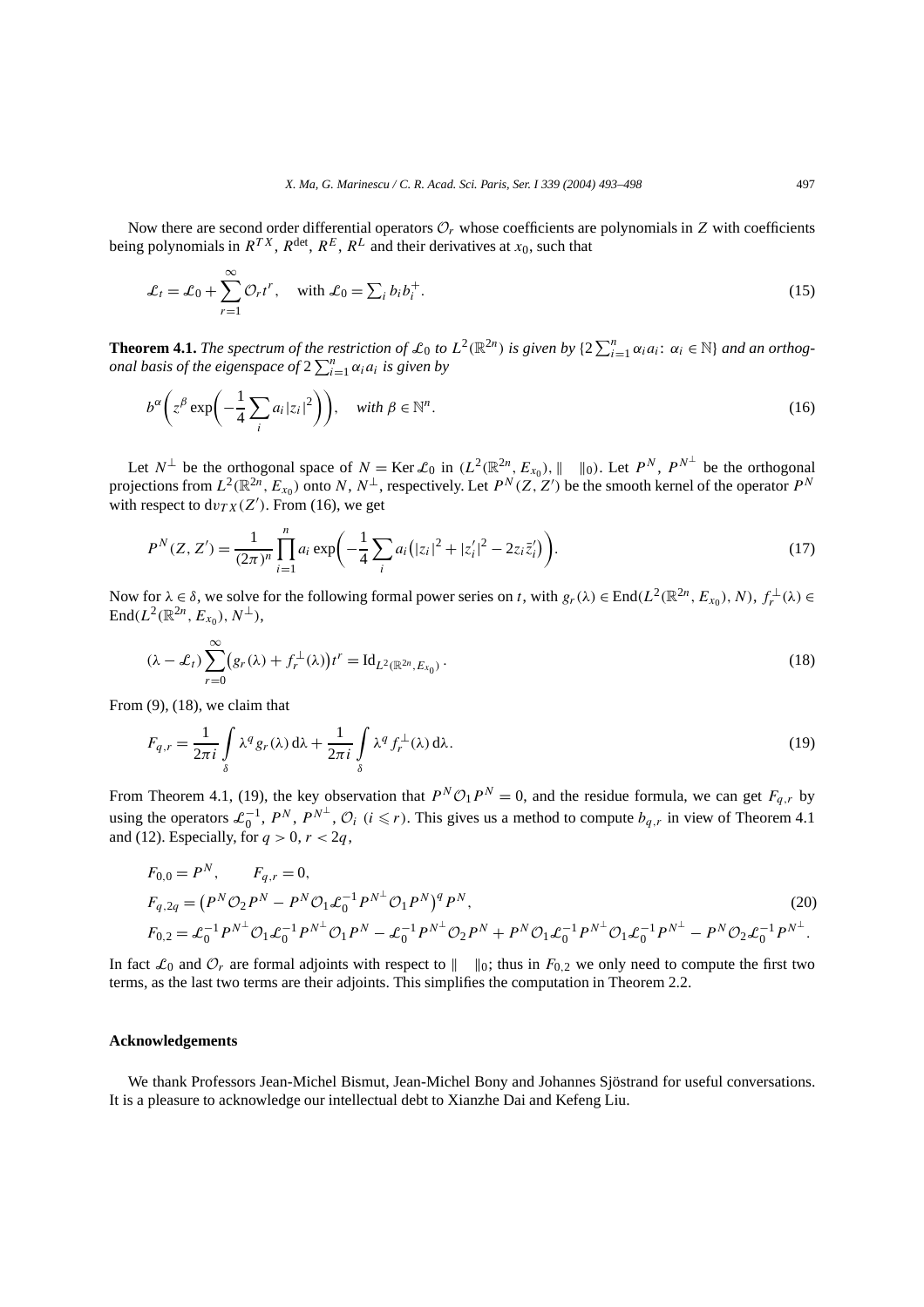Now there are second order differential operators $\mathcal{O}_r$ whose coefficients are polynomials in $Z$ with coefficients being polynomials in $R^{TX}$, $R^{\det}$, $R^E$, $R^L$ and their derivatives at $x_0$, such that

$$\mathcal{L}_t = \mathcal{L}_0 + \sum_{r=1}^{\infty} \mathcal{O}_r t^r, \quad \text{with } \mathcal{L}_0 = \textstyle\sum_i b_i b_i^+. \tag{15}$$

**Theorem 4.1.** *The spectrum of the restriction of $\mathcal{L}_0$ to $L^2(\mathbb{R}^{2n})$ is given by $\{2\sum_{i=1}^n \alpha_i a_i \colon \alpha_i \in \mathbb{N}\}$ and an orthogonal basis of the eigenspace of $2\sum_{i=1}^n \alpha_i a_i$ is given by*

$$b^\alpha \left( z^\beta \exp\left( -\frac{1}{4} \sum_i a_i |z_i|^2 \right) \right), \quad \textit{with } \beta \in \mathbb{N}^n. \tag{16}$$

Let $N^\perp$ be the orthogonal space of $N = \operatorname{Ker} \mathcal{L}_0$ in $(L^2(\mathbb{R}^{2n}, E_{x_0}), \| \ \|_0)$. Let $P^N$, $P^{N^\perp}$ be the orthogonal projections from $L^2(\mathbb{R}^{2n}, E_{x_0})$ onto $N$, $N^\perp$, respectively. Let $P^N(Z, Z')$ be the smooth kernel of the operator $P^N$ with respect to $dv_{TX}(Z')$. From (16), we get

$$P^N(Z, Z') = \frac{1}{(2\pi)^n} \prod_{i=1}^n a_i \exp\left( -\frac{1}{4} \sum_i a_i \left( |z_i|^2 + |z_i'|^2 - 2 z_i \bar{z}_i' \right) \right). \tag{17}$$

Now for $\lambda \in \delta$, we solve for the following formal power series on $t$, with $g_r(\lambda) \in \operatorname{End}(L^2(\mathbb{R}^{2n}, E_{x_0}), N)$, $f_r^\perp(\lambda) \in \operatorname{End}(L^2(\mathbb{R}^{2n}, E_{x_0}), N^\perp)$,

$$(\lambda - \mathcal{L}_t) \sum_{r=0}^{\infty} \left( g_r(\lambda) + f_r^\perp(\lambda) \right) t^r = \operatorname{Id}_{L^2(\mathbb{R}^{2n}, E_{x_0})}. \tag{18}$$

From (9), (18), we claim that

$$F_{q,r} = \frac{1}{2\pi i} \int_\delta \lambda^q g_r(\lambda)\, d\lambda + \frac{1}{2\pi i} \int_\delta \lambda^q f_r^\perp(\lambda)\, d\lambda. \tag{19}$$

From Theorem 4.1, (19), the key observation that $P^N \mathcal{O}_1 P^N = 0$, and the residue formula, we can get $F_{q,r}$ by using the operators $\mathcal{L}_0^{-1}$, $P^N$, $P^{N^\perp}$, $\mathcal{O}_i$ $(i \leqslant r)$. This gives us a method to compute $b_{q,r}$ in view of Theorem 4.1 and (12). Especially, for $q > 0$, $r < 2q$,

$$\begin{aligned}
&F_{0,0} = P^N, \qquad F_{q,r} = 0, \\
&F_{q,2q} = \left( P^N \mathcal{O}_2 P^N - P^N \mathcal{O}_1 \mathcal{L}_0^{-1} P^{N^\perp} \mathcal{O}_1 P^N \right)^q P^N, \\
&F_{0,2} = \mathcal{L}_0^{-1} P^{N^\perp} \mathcal{O}_1 \mathcal{L}_0^{-1} P^{N^\perp} \mathcal{O}_1 P^N - \mathcal{L}_0^{-1} P^{N^\perp} \mathcal{O}_2 P^N + P^N \mathcal{O}_1 \mathcal{L}_0^{-1} P^{N^\perp} \mathcal{O}_1 \mathcal{L}_0^{-1} P^{N^\perp} - P^N \mathcal{O}_2 \mathcal{L}_0^{-1} P^{N^\perp}.
\end{aligned} \tag{20}$$

In fact $\mathcal{L}_0$ and $\mathcal{O}_r$ are formal adjoints with respect to $\| \ \|_0$; thus in $F_{0,2}$ we only need to compute the first two terms, as the last two terms are their adjoints. This simplifies the computation in Theorem 2.2.

## Acknowledgements

We thank Professors Jean-Michel Bismut, Jean-Michel Bony and Johannes Sjöstrand for useful conversations. It is a pleasure to acknowledge our intellectual debt to Xianzhe Dai and Kefeng Liu.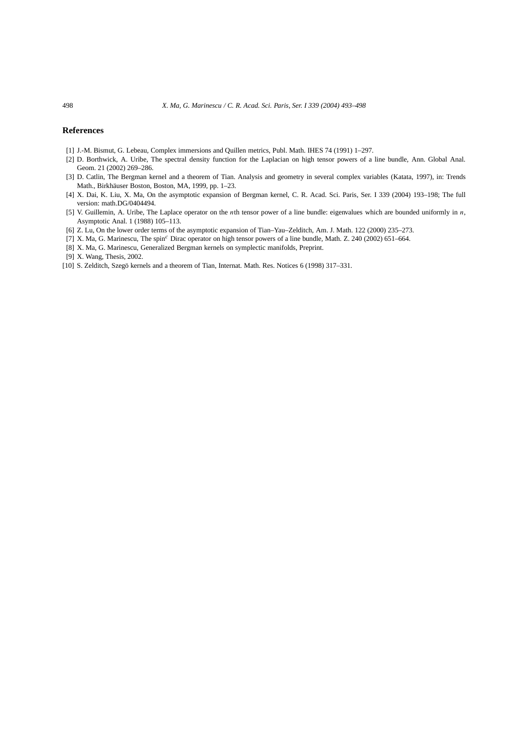## References

[1] J.-M. Bismut, G. Lebeau, Complex immersions and Quillen metrics, Publ. Math. IHES 74 (1991) 1–297.

[2] D. Borthwick, A. Uribe, The spectral density function for the Laplacian on high tensor powers of a line bundle, Ann. Global Anal. Geom. 21 (2002) 269–286.

[3] D. Catlin, The Bergman kernel and a theorem of Tian. Analysis and geometry in several complex variables (Katata, 1997), in: Trends Math., Birkhäuser Boston, Boston, MA, 1999, pp. 1–23.

[4] X. Dai, K. Liu, X. Ma, On the asymptotic expansion of Bergman kernel, C. R. Acad. Sci. Paris, Ser. I 339 (2004) 193–198; The full version: math.DG/0404494.

[5] V. Guillemin, A. Uribe, The Laplace operator on the $n$th tensor power of a line bundle: eigenvalues which are bounded uniformly in $n$, Asymptotic Anal. 1 (1988) 105–113.

[6] Z. Lu, On the lower order terms of the asymptotic expansion of Tian–Yau–Zelditch, Am. J. Math. 122 (2000) 235–273.

[7] X. Ma, G. Marinescu, The spin$^c$ Dirac operator on high tensor powers of a line bundle, Math. Z. 240 (2002) 651–664.

[8] X. Ma, G. Marinescu, Generalized Bergman kernels on symplectic manifolds, Preprint.

[9] X. Wang, Thesis, 2002.

[10] S. Zelditch, Szegö kernels and a theorem of Tian, Internat. Math. Res. Notices 6 (1998) 317–331.